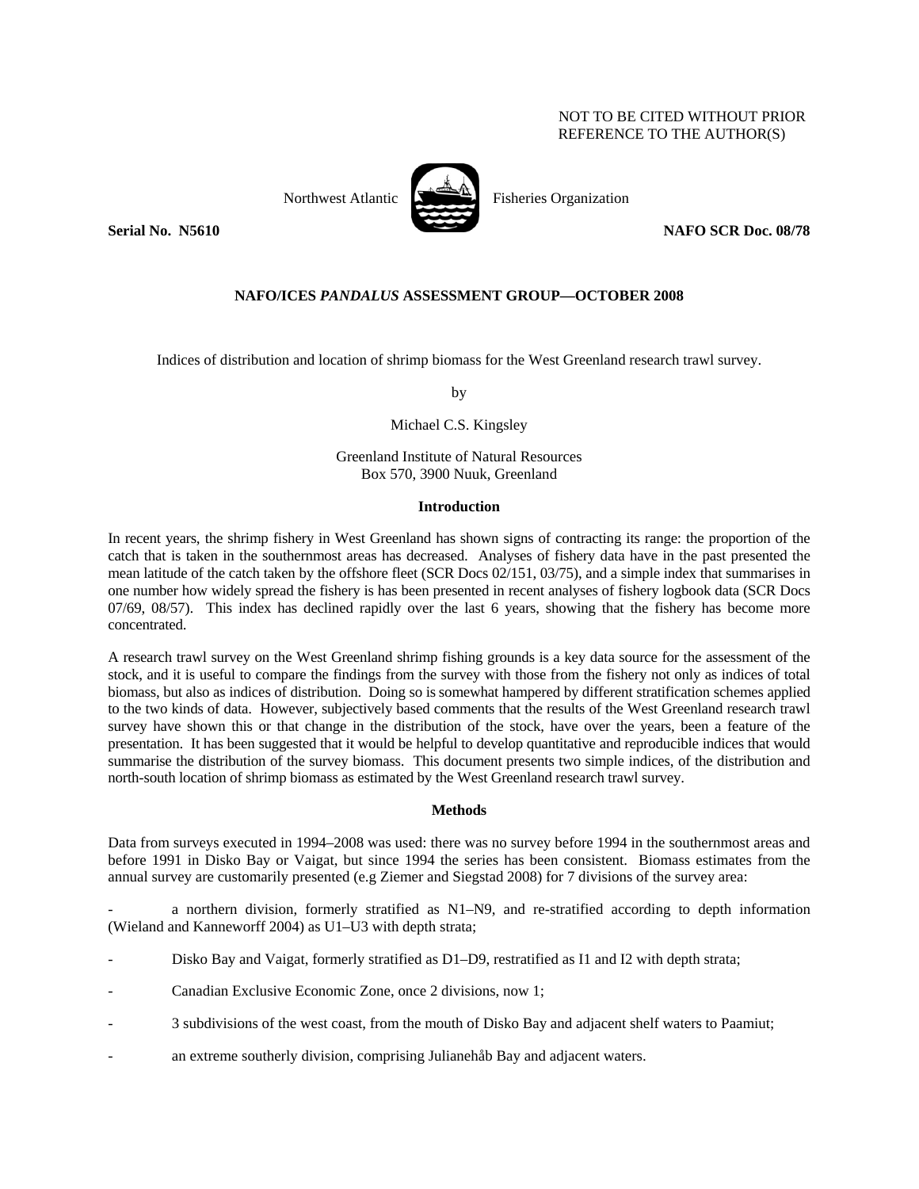NOT TO BE CITED WITHOUT PRIOR
REFERENCE TO THE AUTHOR(S)

Northwest Atlantic Fisheries Organization

**Serial No. N5610** **NAFO SCR Doc. 08/78**

**NAFO/ICES *PANDALUS* ASSESSMENT GROUP—OCTOBER 2008**

Indices of distribution and location of shrimp biomass for the West Greenland research trawl survey.

by

Michael C.S. Kingsley

Greenland Institute of Natural Resources
Box 570, 3900 Nuuk, Greenland

## Introduction

In recent years, the shrimp fishery in West Greenland has shown signs of contracting its range: the proportion of the catch that is taken in the southernmost areas has decreased. Analyses of fishery data have in the past presented the mean latitude of the catch taken by the offshore fleet (SCR Docs 02/151, 03/75), and a simple index that summarises in one number how widely spread the fishery is has been presented in recent analyses of fishery logbook data (SCR Docs 07/69, 08/57). This index has declined rapidly over the last 6 years, showing that the fishery has become more concentrated.

A research trawl survey on the West Greenland shrimp fishing grounds is a key data source for the assessment of the stock, and it is useful to compare the findings from the survey with those from the fishery not only as indices of total biomass, but also as indices of distribution. Doing so is somewhat hampered by different stratification schemes applied to the two kinds of data. However, subjectively based comments that the results of the West Greenland research trawl survey have shown this or that change in the distribution of the stock, have over the years, been a feature of the presentation. It has been suggested that it would be helpful to develop quantitative and reproducible indices that would summarise the distribution of the survey biomass. This document presents two simple indices, of the distribution and north-south location of shrimp biomass as estimated by the West Greenland research trawl survey.

## Methods

Data from surveys executed in 1994–2008 was used: there was no survey before 1994 in the southernmost areas and before 1991 in Disko Bay or Vaigat, but since 1994 the series has been consistent. Biomass estimates from the annual survey are customarily presented (e.g Ziemer and Siegstad 2008) for 7 divisions of the survey area:

- a northern division, formerly stratified as N1–N9, and re-stratified according to depth information (Wieland and Kanneworff 2004) as U1–U3 with depth strata;
- Disko Bay and Vaigat, formerly stratified as D1–D9, restratified as I1 and I2 with depth strata;
- Canadian Exclusive Economic Zone, once 2 divisions, now 1;
- 3 subdivisions of the west coast, from the mouth of Disko Bay and adjacent shelf waters to Paamiut;
- an extreme southerly division, comprising Julianehåb Bay and adjacent waters.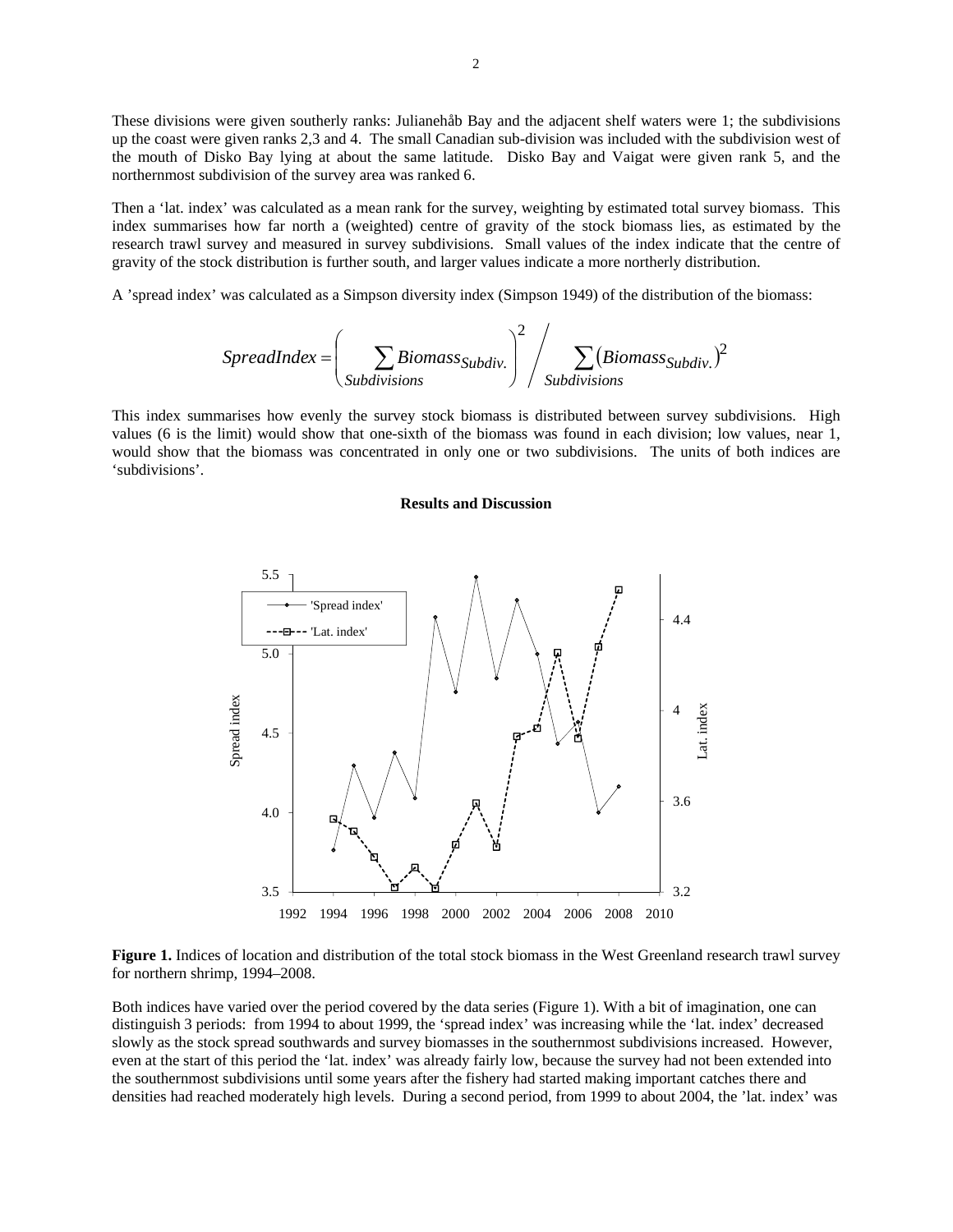These divisions were given southerly ranks: Julianehåb Bay and the adjacent shelf waters were 1; the subdivisions up the coast were given ranks 2,3 and 4. The small Canadian sub-division was included with the subdivision west of the mouth of Disko Bay lying at about the same latitude. Disko Bay and Vaigat were given rank 5, and the northernmost subdivision of the survey area was ranked 6.

Then a 'lat. index' was calculated as a mean rank for the survey, weighting by estimated total survey biomass. This index summarises how far north a (weighted) centre of gravity of the stock biomass lies, as estimated by the research trawl survey and measured in survey subdivisions. Small values of the index indicate that the centre of gravity of the stock distribution is further south, and larger values indicate a more northerly distribution.

A 'spread index' was calculated as a Simpson diversity index (Simpson 1949) of the distribution of the biomass:

$$SpreadIndex = \left( \sum_{Subdivisions} Biomass_{Subdiv.} \right)^2 \Bigg/ \sum_{Subdivisions} \left( Biomass_{Subdiv.} \right)^2$$

This index summarises how evenly the survey stock biomass is distributed between survey subdivisions. High values (6 is the limit) would show that one-sixth of the biomass was found in each division; low values, near 1, would show that the biomass was concentrated in only one or two subdivisions. The units of both indices are 'subdivisions'.

## Results and Discussion

**Figure 1.** Indices of location and distribution of the total stock biomass in the West Greenland research trawl survey for northern shrimp, 1994–2008.

Both indices have varied over the period covered by the data series (Figure 1). With a bit of imagination, one can distinguish 3 periods: from 1994 to about 1999, the 'spread index' was increasing while the 'lat. index' decreased slowly as the stock spread southwards and survey biomasses in the southernmost subdivisions increased. However, even at the start of this period the 'lat. index' was already fairly low, because the survey had not been extended into the southernmost subdivisions until some years after the fishery had started making important catches there and densities had reached moderately high levels. During a second period, from 1999 to about 2004, the 'lat. index' was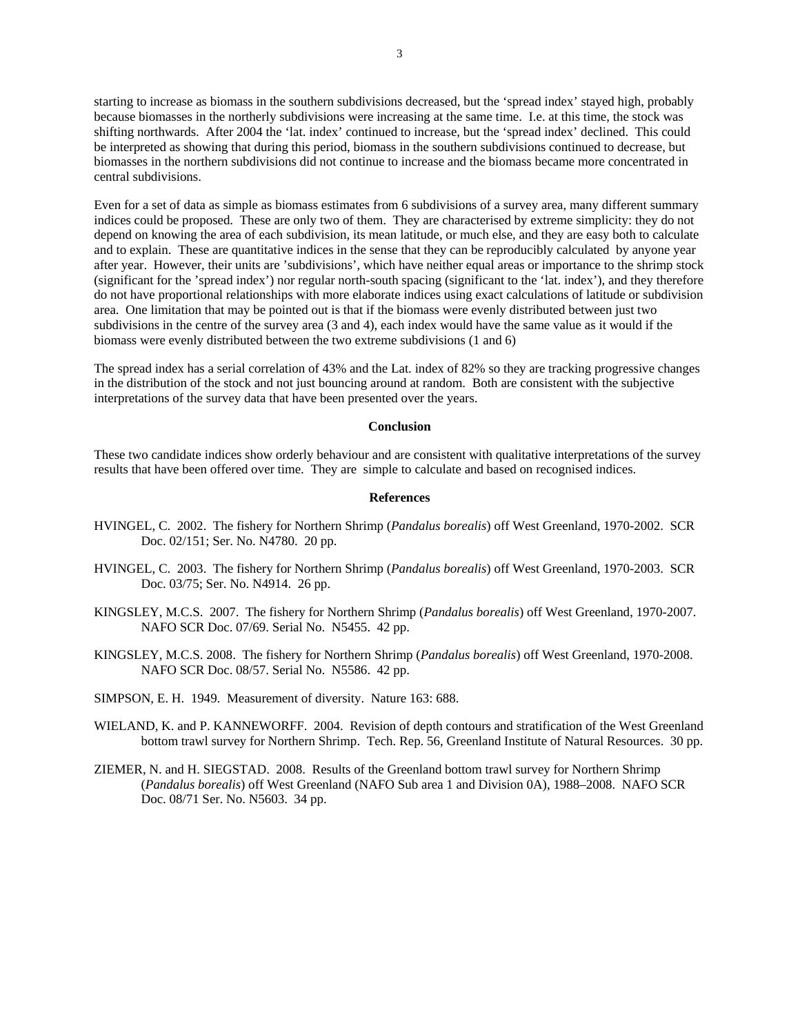starting to increase as biomass in the southern subdivisions decreased, but the 'spread index' stayed high, probably because biomasses in the northerly subdivisions were increasing at the same time. I.e. at this time, the stock was shifting northwards. After 2004 the 'lat. index' continued to increase, but the 'spread index' declined. This could be interpreted as showing that during this period, biomass in the southern subdivisions continued to decrease, but biomasses in the northern subdivisions did not continue to increase and the biomass became more concentrated in central subdivisions.

Even for a set of data as simple as biomass estimates from 6 subdivisions of a survey area, many different summary indices could be proposed. These are only two of them. They are characterised by extreme simplicity: they do not depend on knowing the area of each subdivision, its mean latitude, or much else, and they are easy both to calculate and to explain. These are quantitative indices in the sense that they can be reproducibly calculated by anyone year after year. However, their units are 'subdivisions', which have neither equal areas or importance to the shrimp stock (significant for the 'spread index') nor regular north-south spacing (significant to the 'lat. index'), and they therefore do not have proportional relationships with more elaborate indices using exact calculations of latitude or subdivision area. One limitation that may be pointed out is that if the biomass were evenly distributed between just two subdivisions in the centre of the survey area (3 and 4), each index would have the same value as it would if the biomass were evenly distributed between the two extreme subdivisions (1 and 6)

The spread index has a serial correlation of 43% and the Lat. index of 82% so they are tracking progressive changes in the distribution of the stock and not just bouncing around at random. Both are consistent with the subjective interpretations of the survey data that have been presented over the years.

## Conclusion

These two candidate indices show orderly behaviour and are consistent with qualitative interpretations of the survey results that have been offered over time. They are simple to calculate and based on recognised indices.

## References

HVINGEL, C. 2002. The fishery for Northern Shrimp (*Pandalus borealis*) off West Greenland, 1970-2002. SCR Doc. 02/151; Ser. No. N4780. 20 pp.

HVINGEL, C. 2003. The fishery for Northern Shrimp (*Pandalus borealis*) off West Greenland, 1970-2003. SCR Doc. 03/75; Ser. No. N4914. 26 pp.

KINGSLEY, M.C.S. 2007. The fishery for Northern Shrimp (*Pandalus borealis*) off West Greenland, 1970-2007. NAFO SCR Doc. 07/69. Serial No. N5455. 42 pp.

KINGSLEY, M.C.S. 2008. The fishery for Northern Shrimp (*Pandalus borealis*) off West Greenland, 1970-2008. NAFO SCR Doc. 08/57. Serial No. N5586. 42 pp.

SIMPSON, E. H. 1949. Measurement of diversity. Nature 163: 688.

WIELAND, K. and P. KANNEWORFF. 2004. Revision of depth contours and stratification of the West Greenland bottom trawl survey for Northern Shrimp. Tech. Rep. 56, Greenland Institute of Natural Resources. 30 pp.

ZIEMER, N. and H. SIEGSTAD. 2008. Results of the Greenland bottom trawl survey for Northern Shrimp (*Pandalus borealis*) off West Greenland (NAFO Sub area 1 and Division 0A), 1988–2008. NAFO SCR Doc. 08/71 Ser. No. N5603. 34 pp.